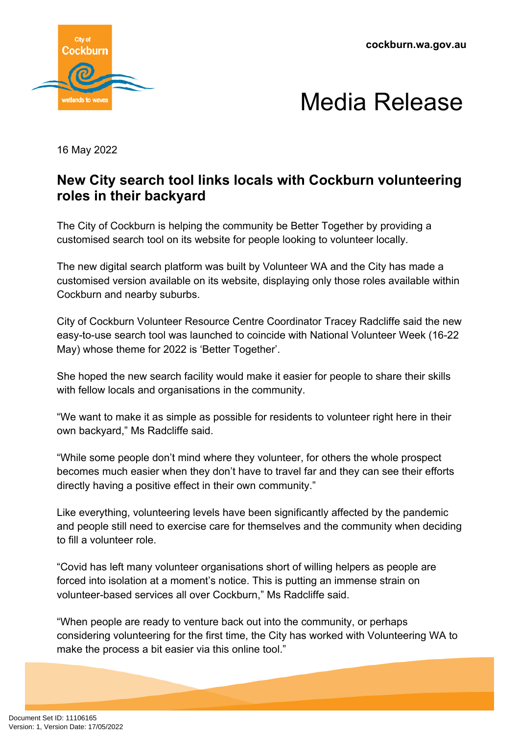cockburn.wa.gov.au

# Media Release

16 May 2022

## New City search tool links locals with Cockburn volunteering roles in their backyard

The City of Cockburn is helping the community be Better Together by providing a customised search tool on its website for people looking to volunteer locally.

The new digital search platform was built by Volunteer WA and the City has made a customised version available on its website, displaying only those roles available within Cockburn and nearby suburbs.

City of Cockburn Volunteer Resource Centre Coordinator Tracey Radcliffe said the new easy-to-use search tool was launched to coincide with National Volunteer Week (16-22 May) whose theme for 2022 is 'Better Together'.

She hoped the new search facility would make it easier for people to share their skills with fellow locals and organisations in the community.

"We want to make it as simple as possible for residents to volunteer right here in their own backyard," Ms Radcliffe said.

"While some people don't mind where they volunteer, for others the whole prospect becomes much easier when they don't have to travel far and they can see their efforts directly having a positive effect in their own community."

Like everything, volunteering levels have been significantly affected by the pandemic and people still need to exercise care for themselves and the community when deciding to fill a volunteer role.

"Covid has left many volunteer organisations short of willing helpers as people are forced into isolation at a moment's notice. This is putting an immense strain on volunteer-based services all over Cockburn," Ms Radcliffe said.

"When people are ready to venture back out into the community, or perhaps considering volunteering for the first time, the City has worked with Volunteering WA to make the process a bit easier via this online tool."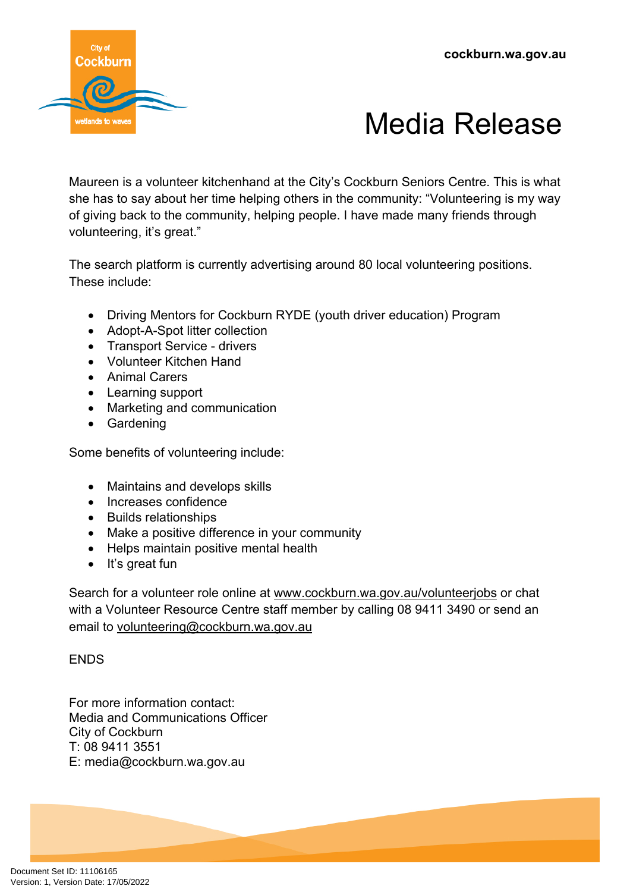# Media Release

Maureen is a volunteer kitchenhand at the City's Cockburn Seniors Centre. This is what she has to say about her time helping others in the community: "Volunteering is my way of giving back to the community, helping people. I have made many friends through volunteering, it's great."

The search platform is currently advertising around 80 local volunteering positions. These include:

- Driving Mentors for Cockburn RYDE (youth driver education) Program
- Adopt-A-Spot litter collection
- Transport Service - drivers
- Volunteer Kitchen Hand
- Animal Carers
- Learning support
- Marketing and communication
- Gardening

Some benefits of volunteering include:

- Maintains and develops skills
- Increases confidence
- Builds relationships
- Make a positive difference in your community
- Helps maintain positive mental health
- It's great fun

Search for a volunteer role online at www.cockburn.wa.gov.au/volunteerjobs or chat with a Volunteer Resource Centre staff member by calling 08 9411 3490 or send an email to volunteering@cockburn.wa.gov.au

ENDS

For more information contact:
Media and Communications Officer
City of Cockburn
T: 08 9411 3551
E: media@cockburn.wa.gov.au